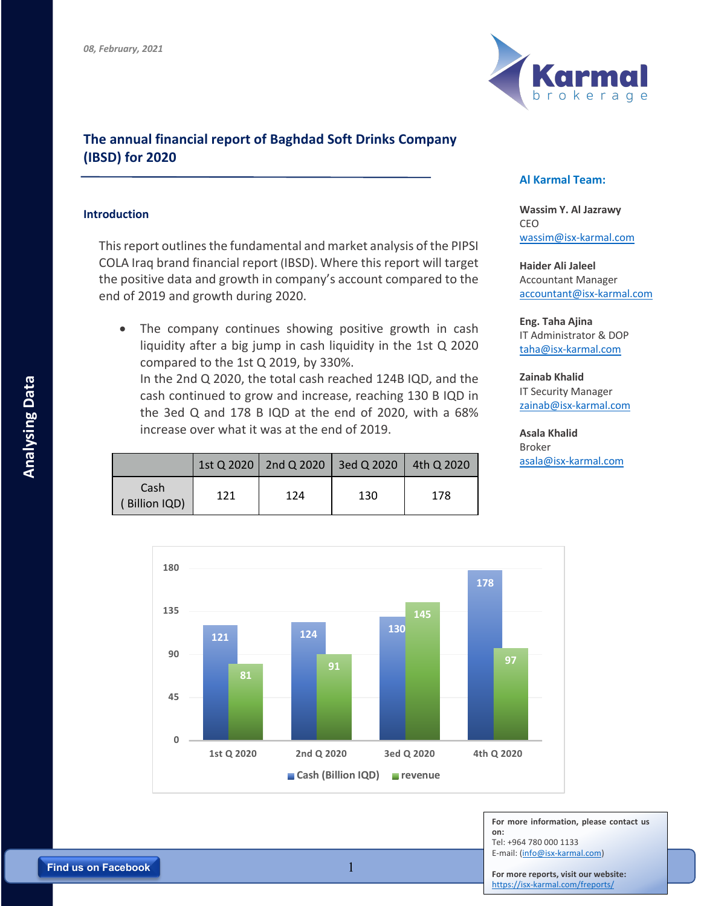*08, February, 2021*

# The annual financial report of Baghdad Soft Drinks Company (IBSD) for 2020

## Introduction

This report outlines the fundamental and market analysis of the PIPSI COLA Iraq brand financial report (IBSD). Where this report will target the positive data and growth in company's account compared to the end of 2019 and growth during 2020.

- The company continues showing positive growth in cash liquidity after a big jump in cash liquidity in the 1st Q 2020 compared to the 1st Q 2019, by 330%.
  In the 2nd Q 2020, the total cash reached 124B IQD, and the cash continued to grow and increase, reaching 130 B IQD in the 3ed Q and 178 B IQD at the end of 2020, with a 68% increase over what it was at the end of 2019.

| | 1st Q 2020 | 2nd Q 2020 | 3ed Q 2020 | 4th Q 2020 |
|---|---|---|---|---|
| Cash ( Billion IQD) | 121 | 124 | 130 | 178 |

| | 1st Q 2020 | 2nd Q 2020 | 3ed Q 2020 | 4th Q 2020 |
|---|---|---|---|---|
| Cash (Billion IQD) | 121 | 124 | 130 | 178 |
| revenue | 81 | 91 | 145 | 97 |

**Al Karmal Team:**

**Wassim Y. Al Jazrawy**
CEO
wassim@isx-karmal.com

**Haider Ali Jaleel**
Accountant Manager
accountant@isx-karmal.com

**Eng. Taha Ajina**
IT Administrator & DOP
taha@isx-karmal.com

**Zainab Khalid**
IT Security Manager
zainab@isx-karmal.com

**Asala Khalid**
Broker
asala@isx-karmal.com

**For more information, please contact us on:**
Tel: +964 780 000 1133
E-mail: (info@isx-karmal.com)

**For more reports, visit our website:**
https://isx-karmal.com/freports/

Find us on Facebook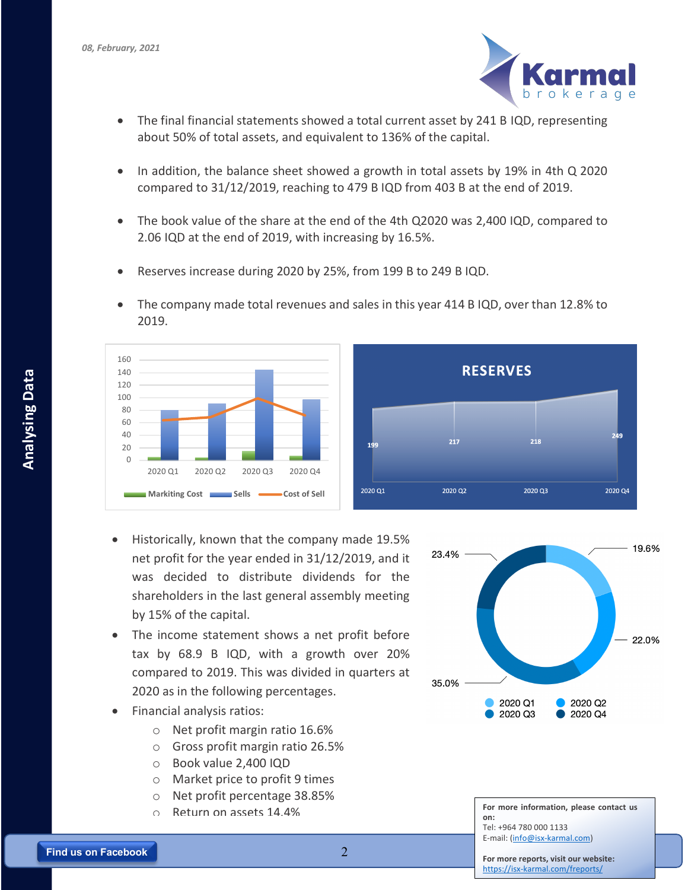*08, February, 2021*

- The final financial statements showed a total current asset by 241 B IQD, representing about 50% of total assets, and equivalent to 136% of the capital.
- In addition, the balance sheet showed a growth in total assets by 19% in 4th Q 2020 compared to 31/12/2019, reaching to 479 B IQD from 403 B at the end of 2019.
- The book value of the share at the end of the 4th Q2020 was 2,400 IQD, compared to 2.06 IQD at the end of 2019, with increasing by 16.5%.
- Reserves increase during 2020 by 25%, from 199 B to 249 B IQD.
- The company made total revenues and sales in this year 414 B IQD, over than 12.8% to 2019.

160
140
120
100
80
60
40
20
0
2020 Q1
2020 Q2
2020 Q3
2020 Q4
Markiting Cost
Sells
Cost of Sell

RESERVES
199
217
218
249
2020 Q1
2020 Q2
2020 Q3
2020 Q4

- Historically, known that the company made 19.5% net profit for the year ended in 31/12/2019, and it was decided to distribute dividends for the shareholders in the last general assembly meeting by 15% of the capital.
- The income statement shows a net profit before tax by 68.9 B IQD, with a growth over 20% compared to 2019. This was divided in quarters at 2020 as in the following percentages.
- Financial analysis ratios:
  - Net profit margin ratio 16.6%
  - Gross profit margin ratio 26.5%
  - Book value 2,400 IQD
  - Market price to profit 9 times
  - Net profit percentage 38.85%
  - Return on assets 14.4%

23.4%
19.6%
22.0%
35.0%
2020 Q1
2020 Q2
2020 Q3
2020 Q4

**For more information, please contact us on:**
Tel: +964 780 000 1133
E-mail: (info@isx-karmal.com)

**For more reports, visit our website:**
https://isx-karmal.com/freports/

Find us on Facebook